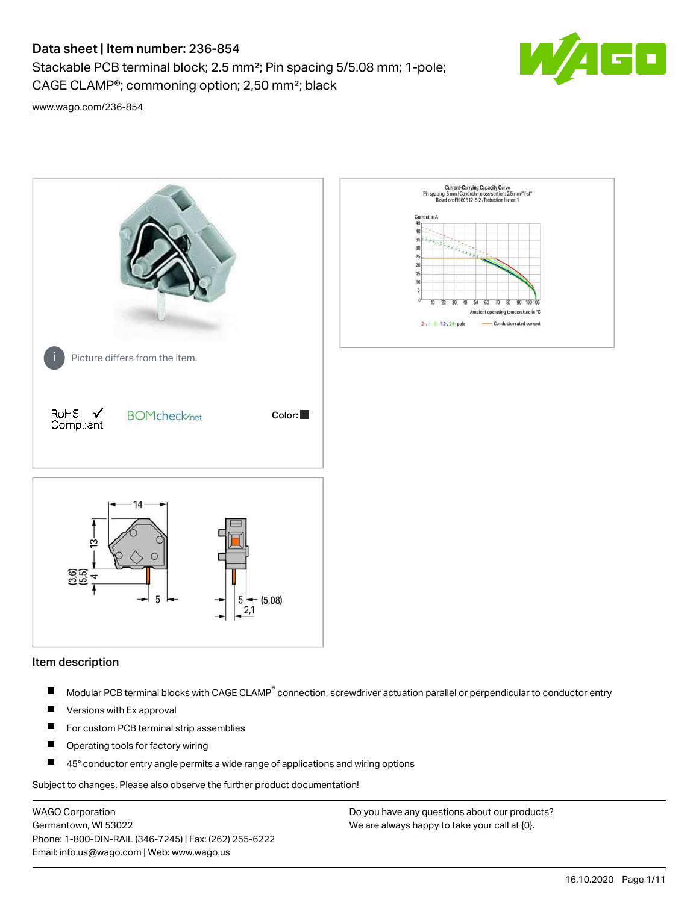# Data sheet | Item number: 236-854

Stackable PCB terminal block; 2.5 mm²; Pin spacing 5/5.08 mm; 1-pole; CAGE CLAMP®; commoning option; 2,50 mm²; black

www.wago.com/236-854

Picture differs from the item.

RoHS Compliant

BOMcheck.net

Color:

## Item description

- Modular PCB terminal blocks with CAGE CLAMP® connection, screwdriver actuation parallel or perpendicular to conductor entry
- Versions with Ex approval
- For custom PCB terminal strip assemblies
- Operating tools for factory wiring
- 45° conductor entry angle permits a wide range of applications and wiring options

Subject to changes. Please also observe the further product documentation!

WAGO Corporation
Germantown, WI 53022
Phone: 1-800-DIN-RAIL (346-7245) | Fax: (262) 255-6222
Email: info.us@wago.com | Web: www.wago.us

Do you have any questions about our products?
We are always happy to take your call at {0}.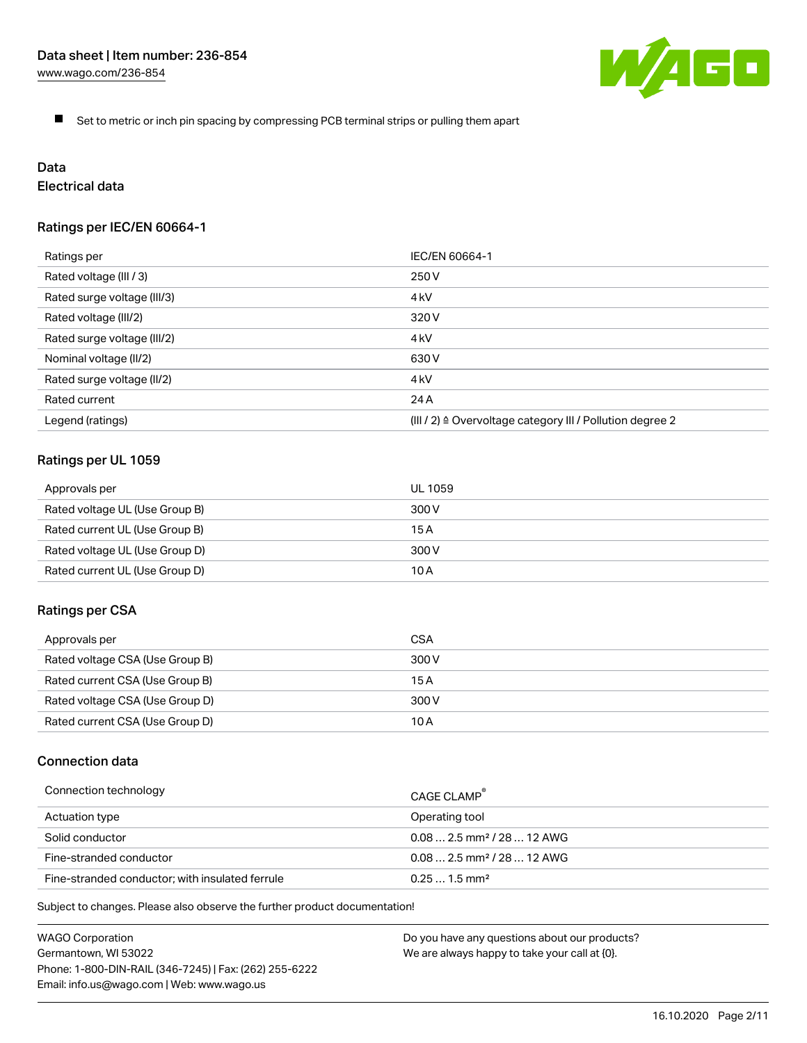- Set to metric or inch pin spacing by compressing PCB terminal strips or pulling them apart

## Data

### Electrical data

#### Ratings per IEC/EN 60664-1

| Ratings per | IEC/EN 60664-1 |
| --- | --- |
| Rated voltage (III / 3) | 250 V |
| Rated surge voltage (III/3) | 4 kV |
| Rated voltage (III/2) | 320 V |
| Rated surge voltage (III/2) | 4 kV |
| Nominal voltage (II/2) | 630 V |
| Rated surge voltage (II/2) | 4 kV |
| Rated current | 24 A |
| Legend (ratings) | (III / 2) ≙ Overvoltage category III / Pollution degree 2 |

#### Ratings per UL 1059

| Approvals per | UL 1059 |
| --- | --- |
| Rated voltage UL (Use Group B) | 300 V |
| Rated current UL (Use Group B) | 15 A |
| Rated voltage UL (Use Group D) | 300 V |
| Rated current UL (Use Group D) | 10 A |

#### Ratings per CSA

| Approvals per | CSA |
| --- | --- |
| Rated voltage CSA (Use Group B) | 300 V |
| Rated current CSA (Use Group B) | 15 A |
| Rated voltage CSA (Use Group D) | 300 V |
| Rated current CSA (Use Group D) | 10 A |

### Connection data

| Connection technology | CAGE CLAMP® |
| --- | --- |
| Actuation type | Operating tool |
| Solid conductor | 0.08 … 2.5 mm² / 28 … 12 AWG |
| Fine-stranded conductor | 0.08 … 2.5 mm² / 28 … 12 AWG |
| Fine-stranded conductor; with insulated ferrule | 0.25 … 1.5 mm² |

Subject to changes. Please also observe the further product documentation!

WAGO Corporation
Germantown, WI 53022
Phone: 1-800-DIN-RAIL (346-7245) | Fax: (262) 255-6222
Email: info.us@wago.com | Web: www.wago.us

Do you have any questions about our products?
We are always happy to take your call at {0}.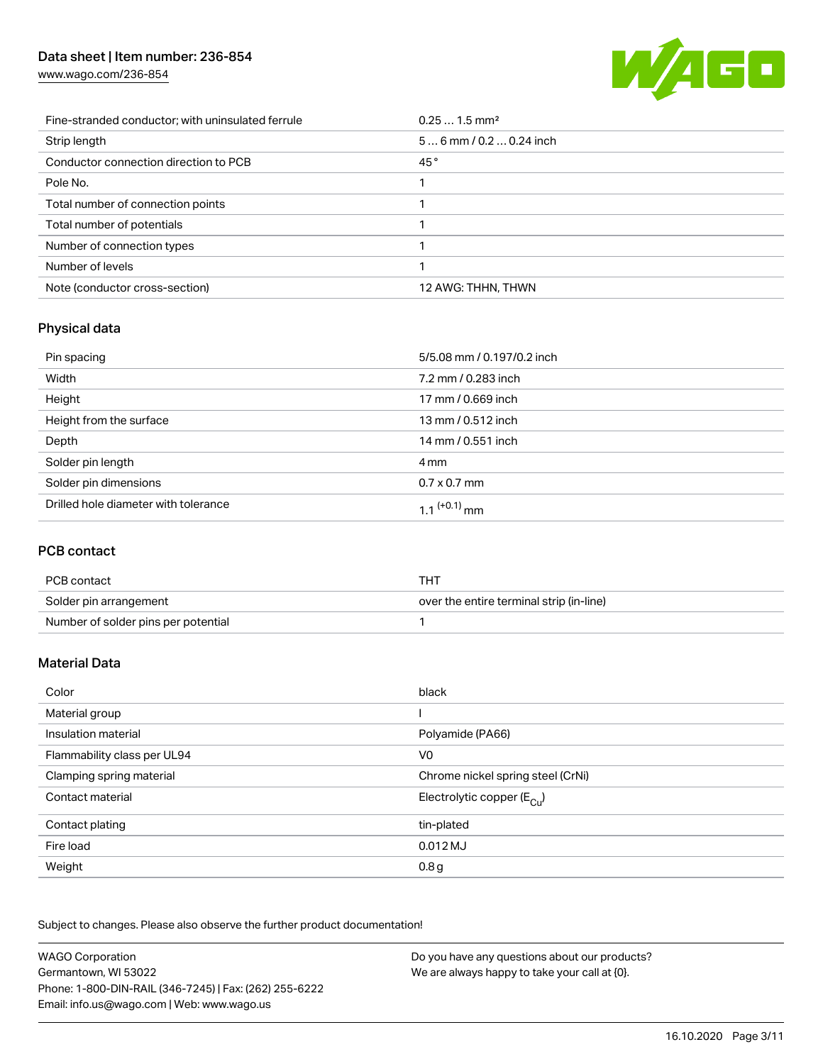| | |
|---|---|
| Fine-stranded conductor; with uninsulated ferrule | 0.25 … 1.5 mm² |
| Strip length | 5 … 6 mm / 0.2 … 0.24 inch |
| Conductor connection direction to PCB | 45 ° |
| Pole No. | 1 |
| Total number of connection points | 1 |
| Total number of potentials | 1 |
| Number of connection types | 1 |
| Number of levels | 1 |
| Note (conductor cross-section) | 12 AWG: THHN, THWN |

## Physical data

| | |
|---|---|
| Pin spacing | 5/5.08 mm / 0.197/0.2 inch |
| Width | 7.2 mm / 0.283 inch |
| Height | 17 mm / 0.669 inch |
| Height from the surface | 13 mm / 0.512 inch |
| Depth | 14 mm / 0.551 inch |
| Solder pin length | 4 mm |
| Solder pin dimensions | 0.7 x 0.7 mm |
| Drilled hole diameter with tolerance | $1.1^{(+0.1)}$ mm |

## PCB contact

| | |
|---|---|
| PCB contact | THT |
| Solder pin arrangement | over the entire terminal strip (in-line) |
| Number of solder pins per potential | 1 |

## Material Data

| | |
|---|---|
| Color | black |
| Material group | I |
| Insulation material | Polyamide (PA66) |
| Flammability class per UL94 | V0 |
| Clamping spring material | Chrome nickel spring steel (CrNi) |
| Contact material | Electrolytic copper ($E_{Cu}$) |
| Contact plating | tin-plated |
| Fire load | 0.012 MJ |
| Weight | 0.8 g |

Subject to changes. Please also observe the further product documentation!

WAGO Corporation
Germantown, WI 53022
Phone: 1-800-DIN-RAIL (346-7245) | Fax: (262) 255-6222
Email: info.us@wago.com | Web: www.wago.us

Do you have any questions about our products?
We are always happy to take your call at {0}.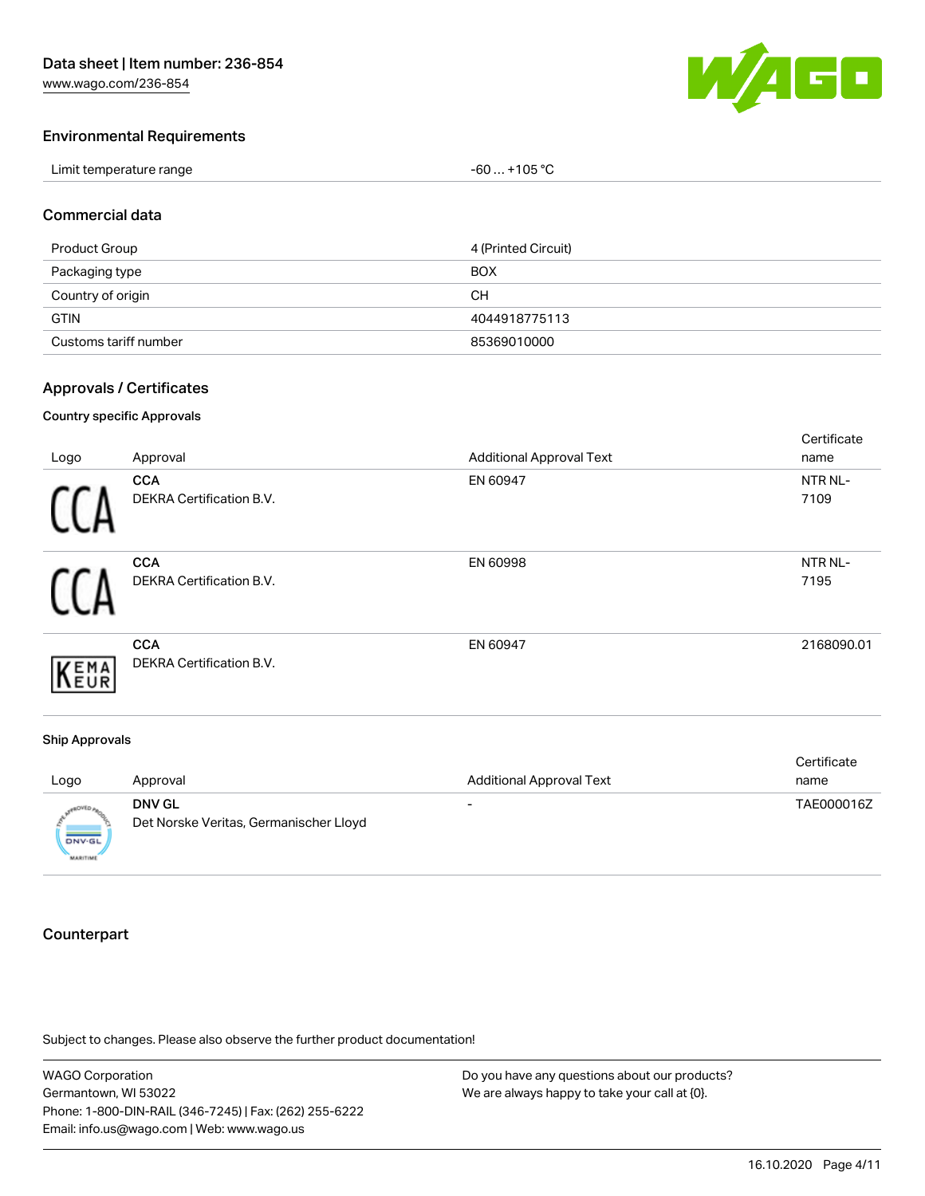### Environmental Requirements

| Limit temperature range | -60 … +105 °C |
| --- | --- |

### Commercial data

| Product Group | 4 (Printed Circuit) |
| --- | --- |
| Packaging type | BOX |
| Country of origin | CH |
| GTIN | 4044918775113 |
| Customs tariff number | 85369010000 |

### Approvals / Certificates

#### Country specific Approvals

| Logo | Approval | Additional Approval Text | Certificate name |
| --- | --- | --- | --- |
| | **CCA** DEKRA Certification B.V. | EN 60947 | NTR NL-7109 |
| | **CCA** DEKRA Certification B.V. | EN 60998 | NTR NL-7195 |
| | **CCA** DEKRA Certification B.V. | EN 60947 | 2168090.01 |

#### Ship Approvals

| Logo | Approval | Additional Approval Text | Certificate name |
| --- | --- | --- | --- |
| | **DNV GL** Det Norske Veritas, Germanischer Lloyd | - | TAE000016Z |

### Counterpart

Subject to changes. Please also observe the further product documentation!

WAGO Corporation
Germantown, WI 53022
Phone: 1-800-DIN-RAIL (346-7245) | Fax: (262) 255-6222
Email: info.us@wago.com | Web: www.wago.us

Do you have any questions about our products?
We are always happy to take your call at {0}.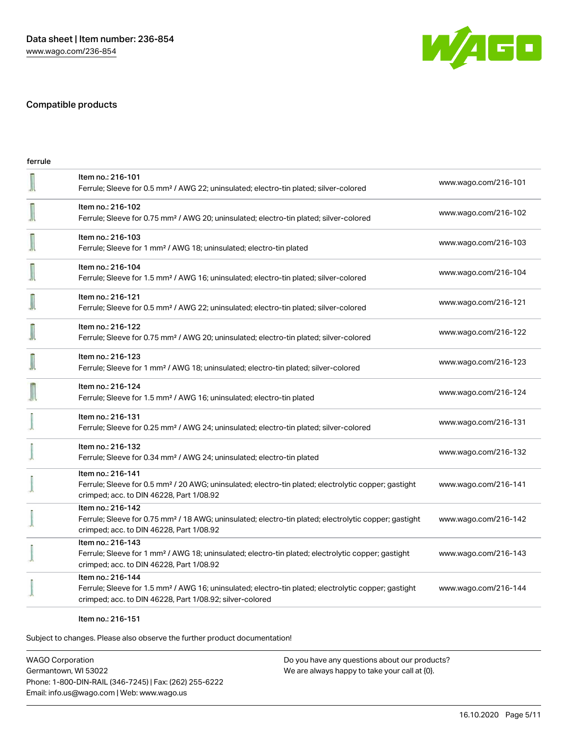## Compatible products

ferrule

| | | |
|---|---|---|
| | Item no.: 216-101<br>Ferrule; Sleeve for 0.5 mm² / AWG 22; uninsulated; electro-tin plated; silver-colored | www.wago.com/216-101 |
| | Item no.: 216-102<br>Ferrule; Sleeve for 0.75 mm² / AWG 20; uninsulated; electro-tin plated; silver-colored | www.wago.com/216-102 |
| | Item no.: 216-103<br>Ferrule; Sleeve for 1 mm² / AWG 18; uninsulated; electro-tin plated | www.wago.com/216-103 |
| | Item no.: 216-104<br>Ferrule; Sleeve for 1.5 mm² / AWG 16; uninsulated; electro-tin plated; silver-colored | www.wago.com/216-104 |
| | Item no.: 216-121<br>Ferrule; Sleeve for 0.5 mm² / AWG 22; uninsulated; electro-tin plated; silver-colored | www.wago.com/216-121 |
| | Item no.: 216-122<br>Ferrule; Sleeve for 0.75 mm² / AWG 20; uninsulated; electro-tin plated; silver-colored | www.wago.com/216-122 |
| | Item no.: 216-123<br>Ferrule; Sleeve for 1 mm² / AWG 18; uninsulated; electro-tin plated; silver-colored | www.wago.com/216-123 |
| | Item no.: 216-124<br>Ferrule; Sleeve for 1.5 mm² / AWG 16; uninsulated; electro-tin plated | www.wago.com/216-124 |
| | Item no.: 216-131<br>Ferrule; Sleeve for 0.25 mm² / AWG 24; uninsulated; electro-tin plated; silver-colored | www.wago.com/216-131 |
| | Item no.: 216-132<br>Ferrule; Sleeve for 0.34 mm² / AWG 24; uninsulated; electro-tin plated | www.wago.com/216-132 |
| | Item no.: 216-141<br>Ferrule; Sleeve for 0.5 mm² / 20 AWG; uninsulated; electro-tin plated; electrolytic copper; gastight crimped; acc. to DIN 46228, Part 1/08.92 | www.wago.com/216-141 |
| | Item no.: 216-142<br>Ferrule; Sleeve for 0.75 mm² / 18 AWG; uninsulated; electro-tin plated; electrolytic copper; gastight crimped; acc. to DIN 46228, Part 1/08.92 | www.wago.com/216-142 |
| | Item no.: 216-143<br>Ferrule; Sleeve for 1 mm² / AWG 18; uninsulated; electro-tin plated; electrolytic copper; gastight crimped; acc. to DIN 46228, Part 1/08.92 | www.wago.com/216-143 |
| | Item no.: 216-144<br>Ferrule; Sleeve for 1.5 mm² / AWG 16; uninsulated; electro-tin plated; electrolytic copper; gastight crimped; acc. to DIN 46228, Part 1/08.92; silver-colored | www.wago.com/216-144 |
| | Item no.: 216-151 | |

Subject to changes. Please also observe the further product documentation!

WAGO Corporation
Germantown, WI 53022
Phone: 1-800-DIN-RAIL (346-7245) | Fax: (262) 255-6222
Email: info.us@wago.com | Web: www.wago.us

Do you have any questions about our products?
We are always happy to take your call at {0}.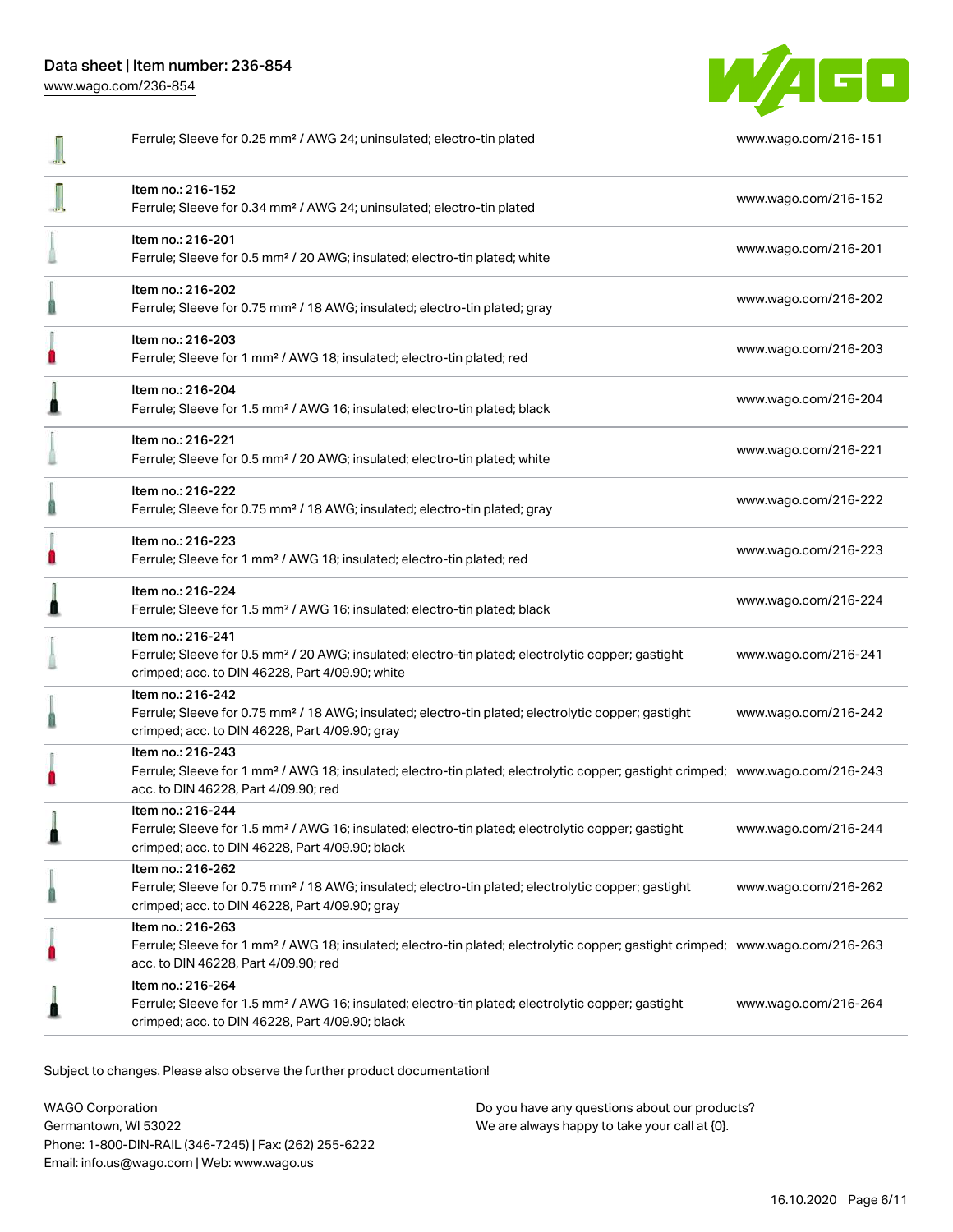| | | |
|---|---|---|
| | Ferrule; Sleeve for 0.25 mm² / AWG 24; uninsulated; electro-tin plated | www.wago.com/216-151 |
| | Item no.: 216-152<br>Ferrule; Sleeve for 0.34 mm² / AWG 24; uninsulated; electro-tin plated | www.wago.com/216-152 |
| | Item no.: 216-201<br>Ferrule; Sleeve for 0.5 mm² / 20 AWG; insulated; electro-tin plated; white | www.wago.com/216-201 |
| | Item no.: 216-202<br>Ferrule; Sleeve for 0.75 mm² / 18 AWG; insulated; electro-tin plated; gray | www.wago.com/216-202 |
| | Item no.: 216-203<br>Ferrule; Sleeve for 1 mm² / AWG 18; insulated; electro-tin plated; red | www.wago.com/216-203 |
| | Item no.: 216-204<br>Ferrule; Sleeve for 1.5 mm² / AWG 16; insulated; electro-tin plated; black | www.wago.com/216-204 |
| | Item no.: 216-221<br>Ferrule; Sleeve for 0.5 mm² / 20 AWG; insulated; electro-tin plated; white | www.wago.com/216-221 |
| | Item no.: 216-222<br>Ferrule; Sleeve for 0.75 mm² / 18 AWG; insulated; electro-tin plated; gray | www.wago.com/216-222 |
| | Item no.: 216-223<br>Ferrule; Sleeve for 1 mm² / AWG 18; insulated; electro-tin plated; red | www.wago.com/216-223 |
| | Item no.: 216-224<br>Ferrule; Sleeve for 1.5 mm² / AWG 16; insulated; electro-tin plated; black | www.wago.com/216-224 |
| | Item no.: 216-241<br>Ferrule; Sleeve for 0.5 mm² / 20 AWG; insulated; electro-tin plated; electrolytic copper; gastight crimped; acc. to DIN 46228, Part 4/09.90; white | www.wago.com/216-241 |
| | Item no.: 216-242<br>Ferrule; Sleeve for 0.75 mm² / 18 AWG; insulated; electro-tin plated; electrolytic copper; gastight crimped; acc. to DIN 46228, Part 4/09.90; gray | www.wago.com/216-242 |
| | Item no.: 216-243<br>Ferrule; Sleeve for 1 mm² / AWG 18; insulated; electro-tin plated; electrolytic copper; gastight crimped; acc. to DIN 46228, Part 4/09.90; red | www.wago.com/216-243 |
| | Item no.: 216-244<br>Ferrule; Sleeve for 1.5 mm² / AWG 16; insulated; electro-tin plated; electrolytic copper; gastight crimped; acc. to DIN 46228, Part 4/09.90; black | www.wago.com/216-244 |
| | Item no.: 216-262<br>Ferrule; Sleeve for 0.75 mm² / 18 AWG; insulated; electro-tin plated; electrolytic copper; gastight crimped; acc. to DIN 46228, Part 4/09.90; gray | www.wago.com/216-262 |
| | Item no.: 216-263<br>Ferrule; Sleeve for 1 mm² / AWG 18; insulated; electro-tin plated; electrolytic copper; gastight crimped; acc. to DIN 46228, Part 4/09.90; red | www.wago.com/216-263 |
| | Item no.: 216-264<br>Ferrule; Sleeve for 1.5 mm² / AWG 16; insulated; electro-tin plated; electrolytic copper; gastight crimped; acc. to DIN 46228, Part 4/09.90; black | www.wago.com/216-264 |

Subject to changes. Please also observe the further product documentation!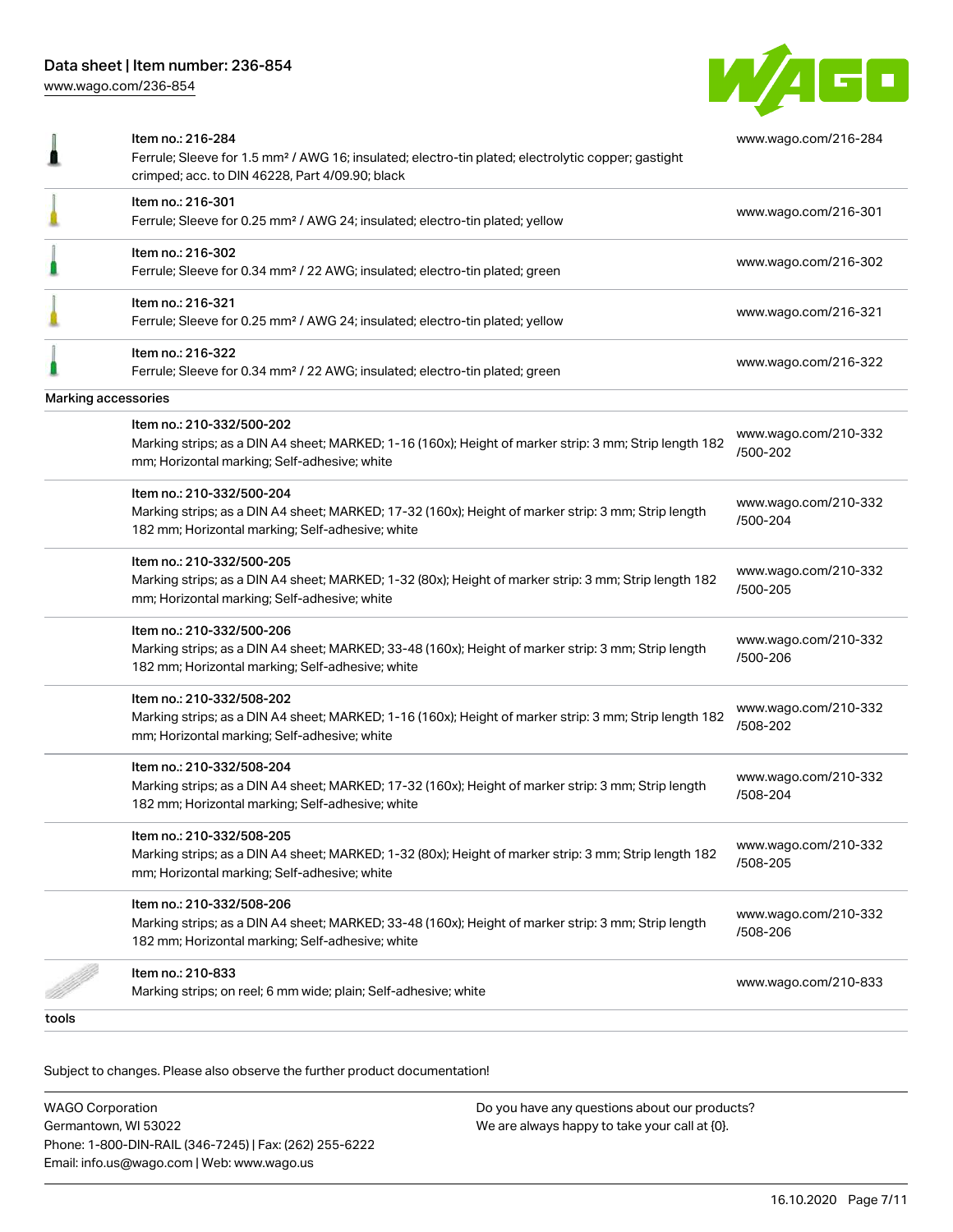| | | |
|---|---|---|
| | Item no.: 216-284<br>Ferrule; Sleeve for 1.5 mm² / AWG 16; insulated; electro-tin plated; electrolytic copper; gastight crimped; acc. to DIN 46228, Part 4/09.90; black | www.wago.com/216-284 |
| | Item no.: 216-301<br>Ferrule; Sleeve for 0.25 mm² / AWG 24; insulated; electro-tin plated; yellow | www.wago.com/216-301 |
| | Item no.: 216-302<br>Ferrule; Sleeve for 0.34 mm² / 22 AWG; insulated; electro-tin plated; green | www.wago.com/216-302 |
| | Item no.: 216-321<br>Ferrule; Sleeve for 0.25 mm² / AWG 24; insulated; electro-tin plated; yellow | www.wago.com/216-321 |
| | Item no.: 216-322<br>Ferrule; Sleeve for 0.34 mm² / 22 AWG; insulated; electro-tin plated; green | www.wago.com/216-322 |

Marking accessories

| | | |
|---|---|---|
| | Item no.: 210-332/500-202<br>Marking strips; as a DIN A4 sheet; MARKED; 1-16 (160x); Height of marker strip: 3 mm; Strip length 182 mm; Horizontal marking; Self-adhesive; white | www.wago.com/210-332/500-202 |
| | Item no.: 210-332/500-204<br>Marking strips; as a DIN A4 sheet; MARKED; 17-32 (160x); Height of marker strip: 3 mm; Strip length 182 mm; Horizontal marking; Self-adhesive; white | www.wago.com/210-332/500-204 |
| | Item no.: 210-332/500-205<br>Marking strips; as a DIN A4 sheet; MARKED; 1-32 (80x); Height of marker strip: 3 mm; Strip length 182 mm; Horizontal marking; Self-adhesive; white | www.wago.com/210-332/500-205 |
| | Item no.: 210-332/500-206<br>Marking strips; as a DIN A4 sheet; MARKED; 33-48 (160x); Height of marker strip: 3 mm; Strip length 182 mm; Horizontal marking; Self-adhesive; white | www.wago.com/210-332/500-206 |
| | Item no.: 210-332/508-202<br>Marking strips; as a DIN A4 sheet; MARKED; 1-16 (160x); Height of marker strip: 3 mm; Strip length 182 mm; Horizontal marking; Self-adhesive; white | www.wago.com/210-332/508-202 |
| | Item no.: 210-332/508-204<br>Marking strips; as a DIN A4 sheet; MARKED; 17-32 (160x); Height of marker strip: 3 mm; Strip length 182 mm; Horizontal marking; Self-adhesive; white | www.wago.com/210-332/508-204 |
| | Item no.: 210-332/508-205<br>Marking strips; as a DIN A4 sheet; MARKED; 1-32 (80x); Height of marker strip: 3 mm; Strip length 182 mm; Horizontal marking; Self-adhesive; white | www.wago.com/210-332/508-205 |
| | Item no.: 210-332/508-206<br>Marking strips; as a DIN A4 sheet; MARKED; 33-48 (160x); Height of marker strip: 3 mm; Strip length 182 mm; Horizontal marking; Self-adhesive; white | www.wago.com/210-332/508-206 |
| | Item no.: 210-833<br>Marking strips; on reel; 6 mm wide; plain; Self-adhesive; white | www.wago.com/210-833 |

tools

Subject to changes. Please also observe the further product documentation!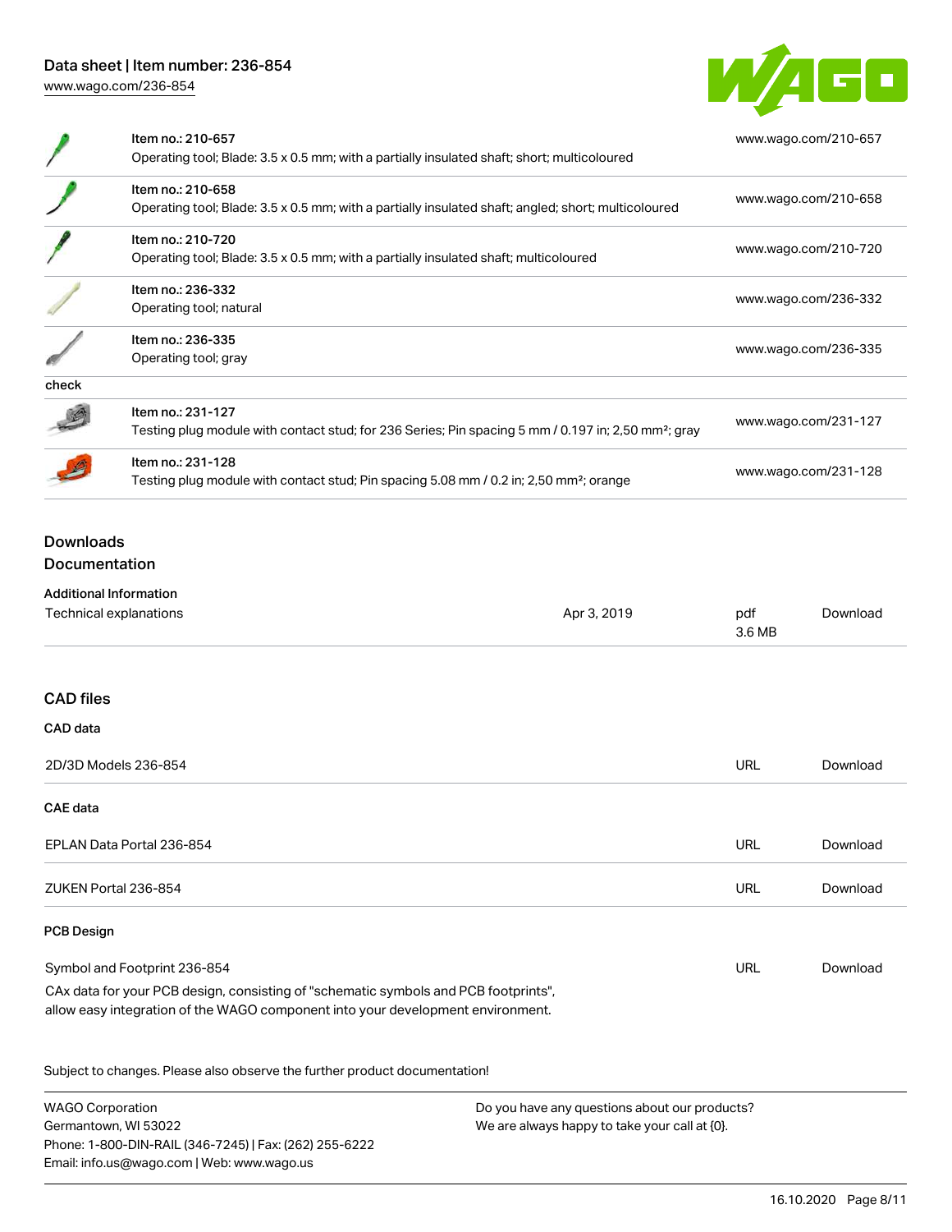| | | |
|---|---|---|
| | Item no.: 210-657<br>Operating tool; Blade: 3.5 x 0.5 mm; with a partially insulated shaft; short; multicoloured | www.wago.com/210-657 |
| | Item no.: 210-658<br>Operating tool; Blade: 3.5 x 0.5 mm; with a partially insulated shaft; angled; short; multicoloured | www.wago.com/210-658 |
| | Item no.: 210-720<br>Operating tool; Blade: 3.5 x 0.5 mm; with a partially insulated shaft; multicoloured | www.wago.com/210-720 |
| | Item no.: 236-332<br>Operating tool; natural | www.wago.com/236-332 |
| | Item no.: 236-335<br>Operating tool; gray | www.wago.com/236-335 |
| check | | |
| | Item no.: 231-127<br>Testing plug module with contact stud; for 236 Series; Pin spacing 5 mm / 0.197 in; 2,50 mm²; gray | www.wago.com/231-127 |
| | Item no.: 231-128<br>Testing plug module with contact stud; Pin spacing 5.08 mm / 0.2 in; 2,50 mm²; orange | www.wago.com/231-128 |

## Downloads

### Documentation

**Additional Information**

| | | | |
|---|---|---|---|
| Technical explanations | Apr 3, 2019 | pdf<br>3.6 MB | Download |

### CAD files

**CAD data**

| | | |
|---|---|---|
| 2D/3D Models 236-854 | URL | Download |

**CAE data**

| | | |
|---|---|---|
| EPLAN Data Portal 236-854 | URL | Download |
| ZUKEN Portal 236-854 | URL | Download |

**PCB Design**

| | | |
|---|---|---|
| Symbol and Footprint 236-854 | URL | Download |

CAx data for your PCB design, consisting of "schematic symbols and PCB footprints", allow easy integration of the WAGO component into your development environment.

Subject to changes. Please also observe the further product documentation!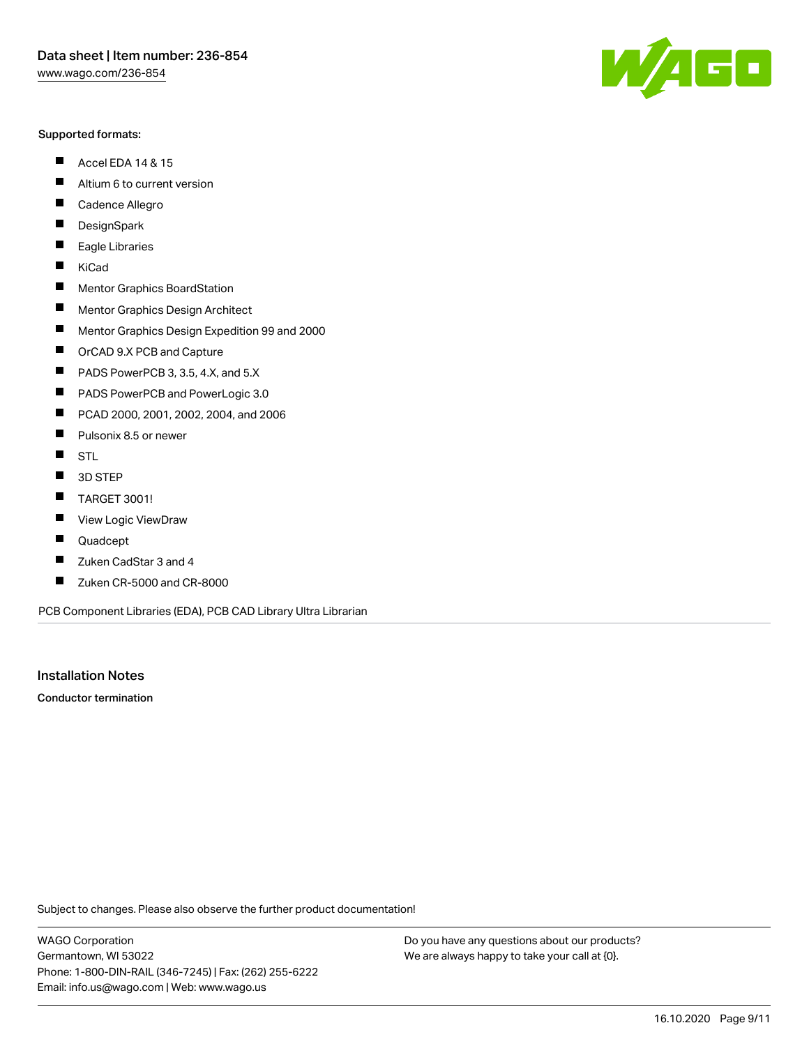Supported formats:

- Accel EDA 14 & 15
- Altium 6 to current version
- Cadence Allegro
- DesignSpark
- Eagle Libraries
- KiCad
- Mentor Graphics BoardStation
- Mentor Graphics Design Architect
- Mentor Graphics Design Expedition 99 and 2000
- OrCAD 9.X PCB and Capture
- PADS PowerPCB 3, 3.5, 4.X, and 5.X
- PADS PowerPCB and PowerLogic 3.0
- PCAD 2000, 2001, 2002, 2004, and 2006
- Pulsonix 8.5 or newer
- STL
- 3D STEP
- TARGET 3001!
- View Logic ViewDraw
- Quadcept
- Zuken CadStar 3 and 4
- Zuken CR-5000 and CR-8000

PCB Component Libraries (EDA), PCB CAD Library Ultra Librarian

## Installation Notes

**Conductor termination**

Subject to changes. Please also observe the further product documentation!

WAGO Corporation
Germantown, WI 53022
Phone: 1-800-DIN-RAIL (346-7245) | Fax: (262) 255-6222
Email: info.us@wago.com | Web: www.wago.us

Do you have any questions about our products?
We are always happy to take your call at {0}.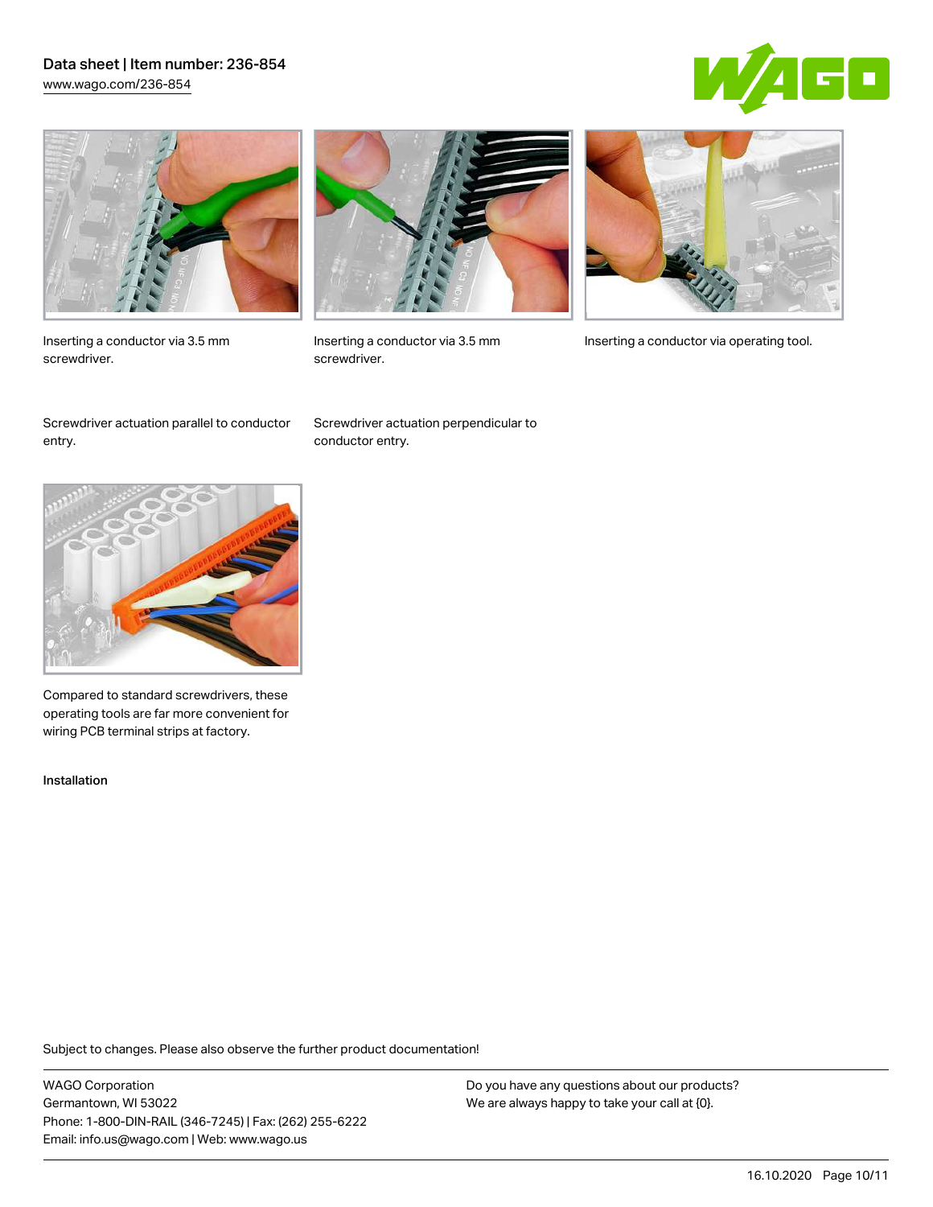Inserting a conductor via 3.5 mm screwdriver.

Inserting a conductor via 3.5 mm screwdriver.

Inserting a conductor via operating tool.

Screwdriver actuation parallel to conductor entry.

Screwdriver actuation perpendicular to conductor entry.

Compared to standard screwdrivers, these operating tools are far more convenient for wiring PCB terminal strips at factory.

Installation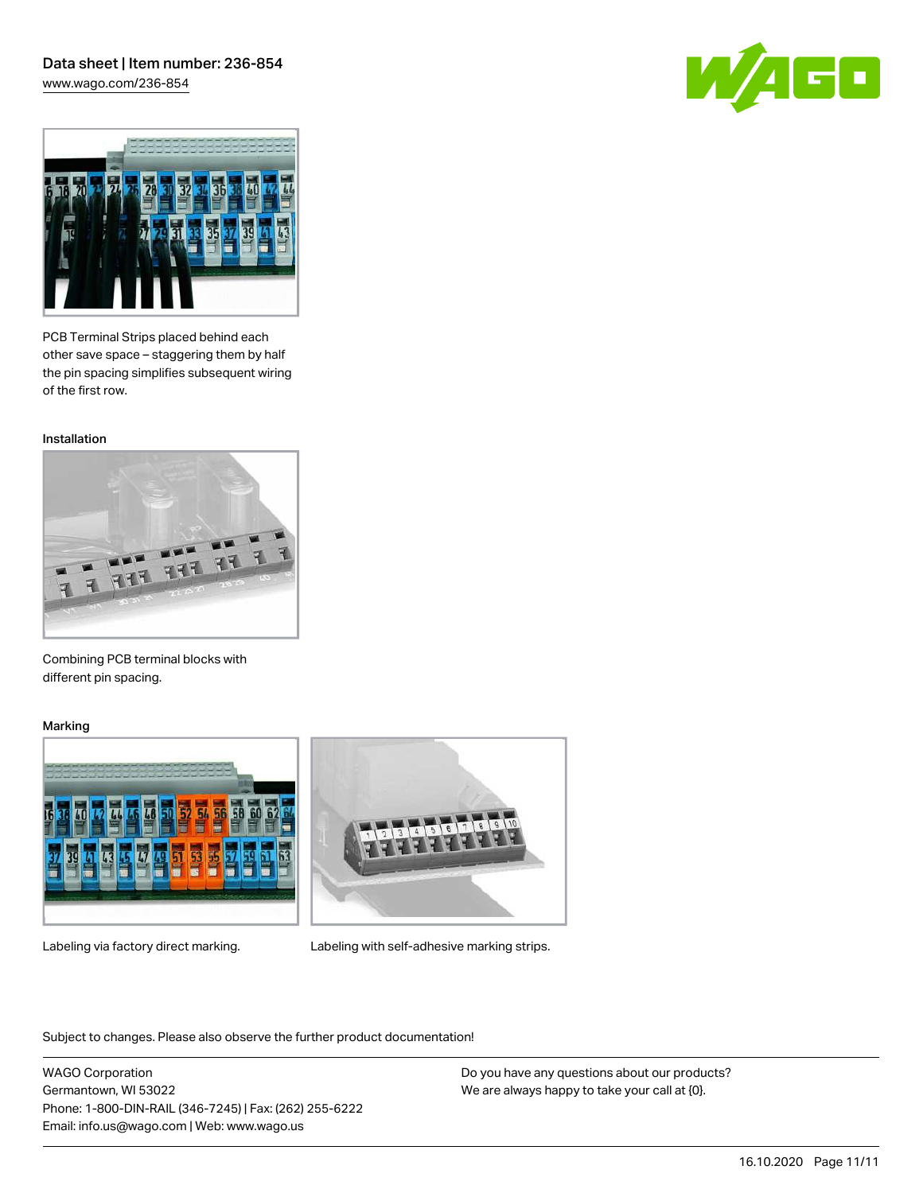PCB Terminal Strips placed behind each other save space – staggering them by half the pin spacing simplifies subsequent wiring of the first row.

### Installation

Combining PCB terminal blocks with different pin spacing.

### Marking

Labeling via factory direct marking.

Labeling with self-adhesive marking strips.

Subject to changes. Please also observe the further product documentation!

WAGO Corporation
Germantown, WI 53022
Phone: 1-800-DIN-RAIL (346-7245) | Fax: (262) 255-6222
Email: info.us@wago.com | Web: www.wago.us

Do you have any questions about our products?
We are always happy to take your call at {0}.